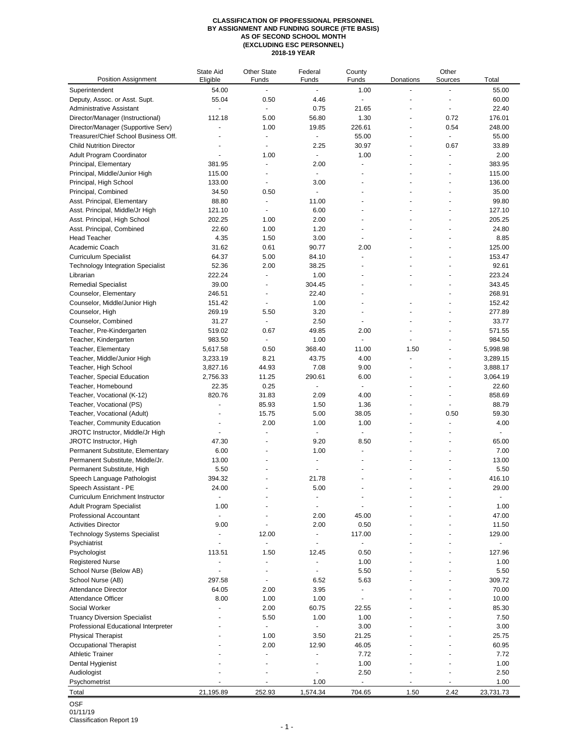**CLASSIFICATION OF PROFESSIONAL PERSONNEL**
**BY ASSIGNMENT AND FUNDING SOURCE (FTE BASIS)**
**AS OF SECOND SCHOOL MONTH**
**(EXCLUDING ESC PERSONNEL)**
**2018-19 YEAR**

| Position Assignment | State Aid Eligible | Other State Funds | Federal Funds | County Funds | Donations | Other Sources | Total |
|---|---|---|---|---|---|---|---|
| Superintendent | 54.00 | - | - | 1.00 | - | - | 55.00 |
| Deputy, Assoc. or Asst. Supt. | 55.04 | 0.50 | 4.46 | - | - | - | 60.00 |
| Administrative Assistant | - | - | 0.75 | 21.65 | - | - | 22.40 |
| Director/Manager (Instructional) | 112.18 | 5.00 | 56.80 | 1.30 | - | 0.72 | 176.01 |
| Director/Manager (Supportive Serv) | - | 1.00 | 19.85 | 226.61 | - | 0.54 | 248.00 |
| Treasurer/Chief School Business Off. | - | - | - | 55.00 | - | - | 55.00 |
| Child Nutrition Director | - | - | 2.25 | 30.97 | - | 0.67 | 33.89 |
| Adult Program Coordinator | - | 1.00 | - | 1.00 | - | - | 2.00 |
| Principal, Elementary | 381.95 | - | 2.00 | - | - | - | 383.95 |
| Principal, Middle/Junior High | 115.00 | - | - | - | - | - | 115.00 |
| Principal, High School | 133.00 | - | 3.00 | - | - | - | 136.00 |
| Principal, Combined | 34.50 | 0.50 | - | - | - | - | 35.00 |
| Asst. Principal, Elementary | 88.80 | - | 11.00 | - | - | - | 99.80 |
| Asst. Principal, Middle/Jr High | 121.10 | - | 6.00 | - | - | - | 127.10 |
| Asst. Principal, High School | 202.25 | 1.00 | 2.00 | - | - | - | 205.25 |
| Asst. Principal, Combined | 22.60 | 1.00 | 1.20 | - | - | - | 24.80 |
| Head Teacher | 4.35 | 1.50 | 3.00 | - | - | - | 8.85 |
| Academic Coach | 31.62 | 0.61 | 90.77 | 2.00 | - | - | 125.00 |
| Curriculum Specialist | 64.37 | 5.00 | 84.10 | - | - | - | 153.47 |
| Technology Integration Specialist | 52.36 | 2.00 | 38.25 | - | - | - | 92.61 |
| Librarian | 222.24 | - | 1.00 | - | - | - | 223.24 |
| Remedial Specialist | 39.00 | - | 304.45 | - | - | - | 343.45 |
| Counselor, Elementary | 246.51 | - | 22.40 | - | | - | 268.91 |
| Counselor, Middle/Junior High | 151.42 | - | 1.00 | - | - | - | 152.42 |
| Counselor, High | 269.19 | 5.50 | 3.20 | - | - | - | 277.89 |
| Counselor, Combined | 31.27 | - | 2.50 | - | | - | 33.77 |
| Teacher, Pre-Kindergarten | 519.02 | 0.67 | 49.85 | 2.00 | - | - | 571.55 |
| Teacher, Kindergarten | 983.50 | - | 1.00 | - | - | - | 984.50 |
| Teacher, Elementary | 5,617.58 | 0.50 | 368.40 | 11.00 | 1.50 | - | 5,998.98 |
| Teacher, Middle/Junior High | 3,233.19 | 8.21 | 43.75 | 4.00 | - | - | 3,289.15 |
| Teacher, High School | 3,827.16 | 44.93 | 7.08 | 9.00 | - | - | 3,888.17 |
| Teacher, Special Education | 2,756.33 | 11.25 | 290.61 | 6.00 | - | - | 3,064.19 |
| Teacher, Homebound | 22.35 | 0.25 | - | - | - | - | 22.60 |
| Teacher, Vocational (K-12) | 820.76 | 31.83 | 2.09 | 4.00 | - | - | 858.69 |
| Teacher, Vocational (PS) | - | 85.93 | 1.50 | 1.36 | - | - | 88.79 |
| Teacher, Vocational (Adult) | - | 15.75 | 5.00 | 38.05 | - | 0.50 | 59.30 |
| Teacher, Community Education | - | 2.00 | 1.00 | 1.00 | - | - | 4.00 |
| JROTC Instructor, Middle/Jr High | - | - | - | - | - | - | - |
| JROTC Instructor, High | 47.30 | - | 9.20 | 8.50 | - | - | 65.00 |
| Permanent Substitute, Elementary | 6.00 | - | 1.00 | - | - | - | 7.00 |
| Permanent Substitute, Middle/Jr. | 13.00 | - | - | - | - | - | 13.00 |
| Permanent Substitute, High | 5.50 | - | - | - | - | - | 5.50 |
| Speech Language Pathologist | 394.32 | - | 21.78 | - | - | - | 416.10 |
| Speech Assistant - PE | 24.00 | - | 5.00 | - | - | - | 29.00 |
| Curriculum Enrichment Instructor | - | - | - | - | - | - | - |
| Adult Program Specialist | 1.00 | - | - | - | - | - | 1.00 |
| Professional Accountant | - | - | 2.00 | 45.00 | - | - | 47.00 |
| Activities Director | 9.00 | - | 2.00 | 0.50 | - | - | 11.50 |
| Technology Systems Specialist | - | 12.00 | - | 117.00 | - | - | 129.00 |
| Psychiatrist | - | - | - | - | - | - | - |
| Psychologist | 113.51 | 1.50 | 12.45 | 0.50 | - | - | 127.96 |
| Registered Nurse | - | - | - | 1.00 | - | - | 1.00 |
| School Nurse (Below AB) | - | - | - | 5.50 | - | - | 5.50 |
| School Nurse (AB) | 297.58 | - | 6.52 | 5.63 | - | - | 309.72 |
| Attendance Director | 64.05 | 2.00 | 3.95 | - | - | - | 70.00 |
| Attendance Officer | 8.00 | 1.00 | 1.00 | - | - | - | 10.00 |
| Social Worker | - | 2.00 | 60.75 | 22.55 | - | - | 85.30 |
| Truancy Diversion Specialist | - | 5.50 | 1.00 | 1.00 | - | - | 7.50 |
| Professional Educational Interpreter | - | - | - | 3.00 | - | - | 3.00 |
| Physical Therapist | - | 1.00 | 3.50 | 21.25 | - | - | 25.75 |
| Occupational Therapist | - | 2.00 | 12.90 | 46.05 | - | - | 60.95 |
| Athletic Trainer | - | - | - | 7.72 | - | - | 7.72 |
| Dental Hygienist | - | - | - | 1.00 | - | - | 1.00 |
| Audiologist | - | - | - | 2.50 | - | - | 2.50 |
| Psychometrist | - | - | 1.00 | - | - | - | 1.00 |
| Total | 21,195.89 | 252.93 | 1,574.34 | 704.65 | 1.50 | 2.42 | 23,731.73 |

OSF
01/11/19
Classification Report 19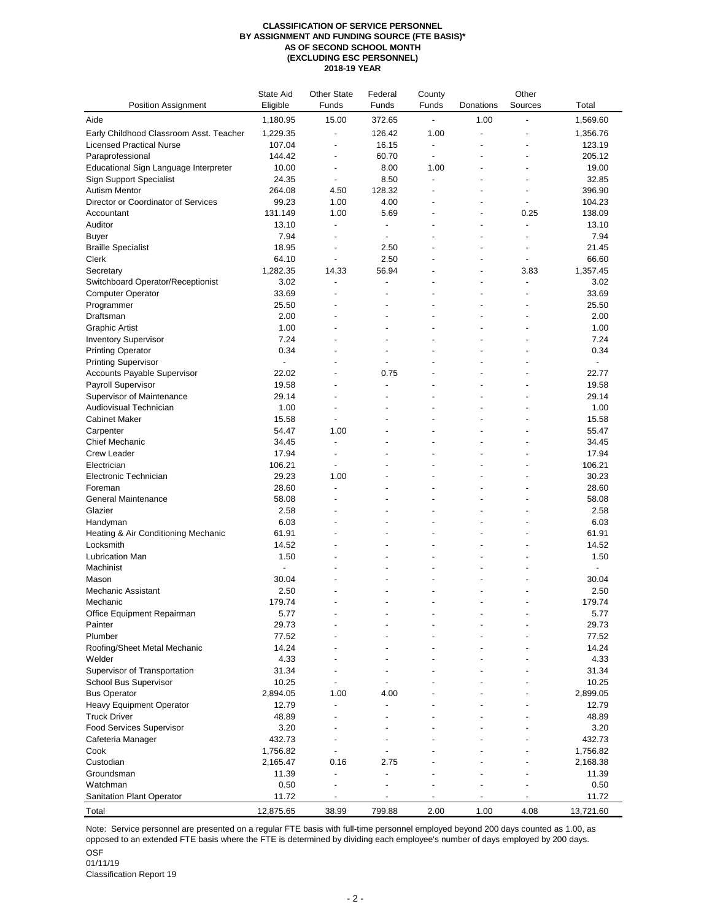**CLASSIFICATION OF SERVICE PERSONNEL**
**BY ASSIGNMENT AND FUNDING SOURCE (FTE BASIS)***
**AS OF SECOND SCHOOL MONTH**
**(EXCLUDING ESC PERSONNEL)**
**2018-19 YEAR**

| Position Assignment | State Aid Eligible | Other State Funds | Federal Funds | County Funds | Donations | Other Sources | Total |
|---|---|---|---|---|---|---|---|
| Aide | 1,180.95 | 15.00 | 372.65 | - | 1.00 | - | 1,569.60 |
| Early Childhood Classroom Asst. Teacher | 1,229.35 | - | 126.42 | 1.00 | - | - | 1,356.76 |
| Licensed Practical Nurse | 107.04 | - | 16.15 | - | - | - | 123.19 |
| Paraprofessional | 144.42 | - | 60.70 | - | - | - | 205.12 |
| Educational Sign Language Interpreter | 10.00 | - | 8.00 | 1.00 | - | - | 19.00 |
| Sign Support Specialist | 24.35 | - | 8.50 | - | - | - | 32.85 |
| Autism Mentor | 264.08 | 4.50 | 128.32 | - | - | - | 396.90 |
| Director or Coordinator of Services | 99.23 | 1.00 | 4.00 | - | - | - | 104.23 |
| Accountant | 131.149 | 1.00 | 5.69 | - | - | 0.25 | 138.09 |
| Auditor | 13.10 | - | - | - | - | - | 13.10 |
| Buyer | 7.94 | - | - | - | - | - | 7.94 |
| Braille Specialist | 18.95 | - | 2.50 | - | - | - | 21.45 |
| Clerk | 64.10 | - | 2.50 | - | - | - | 66.60 |
| Secretary | 1,282.35 | 14.33 | 56.94 | - | - | 3.83 | 1,357.45 |
| Switchboard Operator/Receptionist | 3.02 | - | - | - | - | - | 3.02 |
| Computer Operator | 33.69 | - | - | - | - | - | 33.69 |
| Programmer | 25.50 | - | - | - | - | - | 25.50 |
| Draftsman | 2.00 | - | - | - | - | - | 2.00 |
| Graphic Artist | 1.00 | - | - | - | - | - | 1.00 |
| Inventory Supervisor | 7.24 | - | - | - | - | - | 7.24 |
| Printing Operator | 0.34 | - | - | - | - | - | 0.34 |
| Printing Supervisor | - | - | - | - | - | - | - |
| Accounts Payable Supervisor | 22.02 | - | 0.75 | - | - | - | 22.77 |
| Payroll Supervisor | 19.58 | - | - | - | - | - | 19.58 |
| Supervisor of Maintenance | 29.14 | - | - | - | - | - | 29.14 |
| Audiovisual Technician | 1.00 | - | - | - | - | - | 1.00 |
| Cabinet Maker | 15.58 | - | - | - | - | - | 15.58 |
| Carpenter | 54.47 | 1.00 | - | - | - | - | 55.47 |
| Chief Mechanic | 34.45 | - | - | - | - | - | 34.45 |
| Crew Leader | 17.94 | - | - | - | - | - | 17.94 |
| Electrician | 106.21 | - | - | - | - | - | 106.21 |
| Electronic Technician | 29.23 | 1.00 | - | - | - | - | 30.23 |
| Foreman | 28.60 | - | - | - | - | - | 28.60 |
| General Maintenance | 58.08 | - | - | - | - | - | 58.08 |
| Glazier | 2.58 | - | - | - | - | - | 2.58 |
| Handyman | 6.03 | - | - | - | - | - | 6.03 |
| Heating & Air Conditioning Mechanic | 61.91 | - | - | - | - | - | 61.91 |
| Locksmith | 14.52 | - | - | - | - | - | 14.52 |
| Lubrication Man | 1.50 | - | - | - | - | - | 1.50 |
| Machinist | - | - | - | - | - | - | - |
| Mason | 30.04 | - | - | - | - | - | 30.04 |
| Mechanic Assistant | 2.50 | - | - | - | - | - | 2.50 |
| Mechanic | 179.74 | - | - | - | - | - | 179.74 |
| Office Equipment Repairman | 5.77 | - | - | - | - | - | 5.77 |
| Painter | 29.73 | - | - | - | - | - | 29.73 |
| Plumber | 77.52 | - | - | - | - | - | 77.52 |
| Roofing/Sheet Metal Mechanic | 14.24 | - | - | - | - | - | 14.24 |
| Welder | 4.33 | - | - | - | - | - | 4.33 |
| Supervisor of Transportation | 31.34 | - | - | - | - | - | 31.34 |
| School Bus Supervisor | 10.25 | - | - | - | - | - | 10.25 |
| Bus Operator | 2,894.05 | 1.00 | 4.00 | - | - | - | 2,899.05 |
| Heavy Equipment Operator | 12.79 | - | - | - | - | - | 12.79 |
| Truck Driver | 48.89 | - | - | - | - | - | 48.89 |
| Food Services Supervisor | 3.20 | - | - | - | - | - | 3.20 |
| Cafeteria Manager | 432.73 | - | - | - | - | - | 432.73 |
| Cook | 1,756.82 | - | - | - | - | - | 1,756.82 |
| Custodian | 2,165.47 | 0.16 | 2.75 | - | - | - | 2,168.38 |
| Groundsman | 11.39 | - | - | - | - | - | 11.39 |
| Watchman | 0.50 | - | - | - | - | - | 0.50 |
| Sanitation Plant Operator | 11.72 | - | - | - | - | - | 11.72 |
| Total | 12,875.65 | 38.99 | 799.88 | 2.00 | 1.00 | 4.08 | 13,721.60 |

Note: Service personnel are presented on a regular FTE basis with full-time personnel employed beyond 200 days counted as 1.00, as opposed to an extended FTE basis where the FTE is determined by dividing each employee's number of days employed by 200 days.

OSF
01/11/19
Classification Report 19